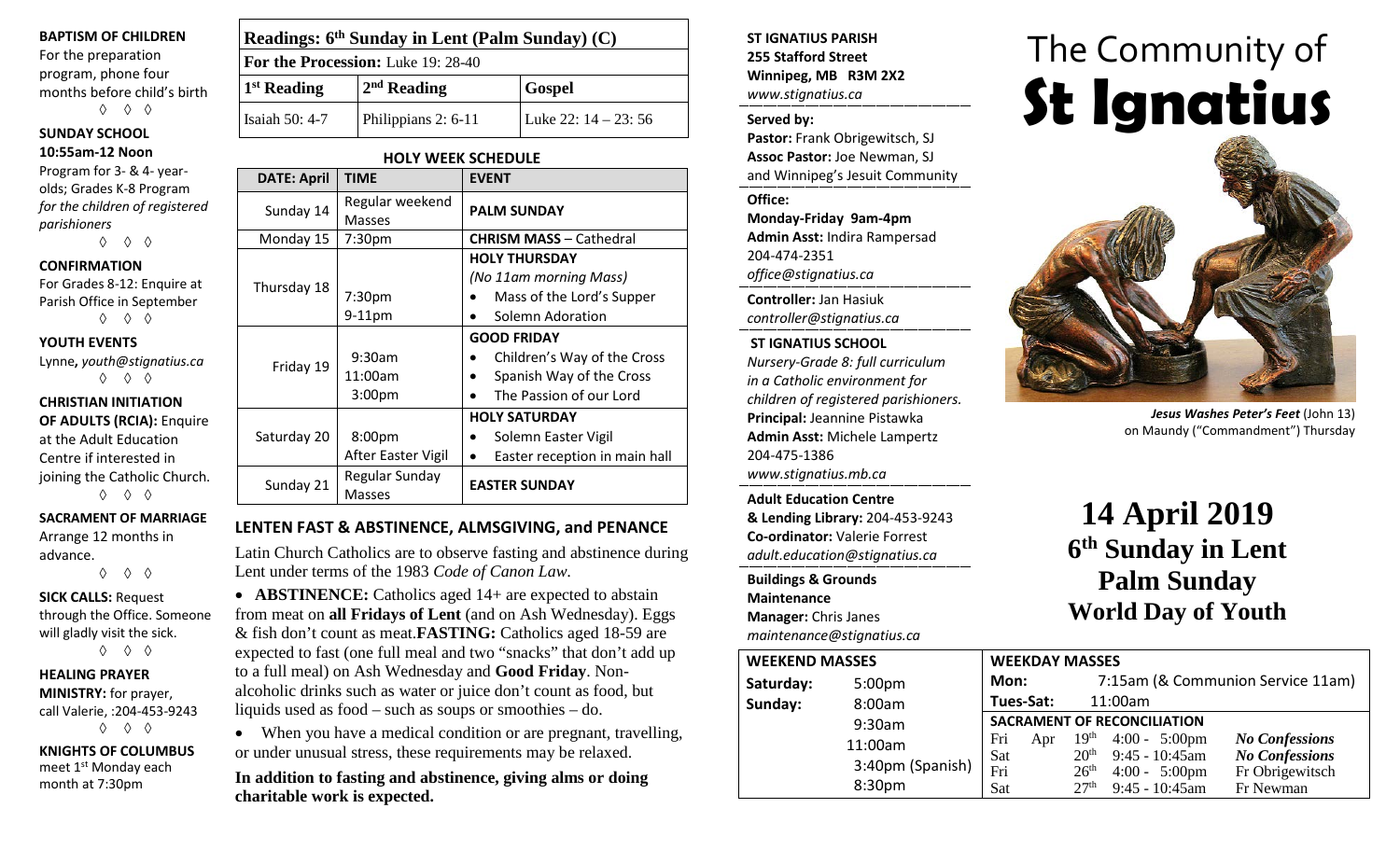**BAPTISM OF CHILDREN**
For the preparation program, phone four months before child's birth
◊ ◊ ◊

**SUNDAY SCHOOL**
**10:55am-12 Noon**
Program for 3- & 4- year-olds; Grades K-8 Program *for the children of registered parishioners*
◊ ◊ ◊

**CONFIRMATION**
For Grades 8-12: Enquire at Parish Office in September
◊ ◊ ◊

**YOUTH EVENTS**
Lynne, *youth@stignatius.ca*
◊ ◊ ◊

**CHRISTIAN INITIATION OF ADULTS (RCIA):** Enquire at the Adult Education Centre if interested in joining the Catholic Church.
◊ ◊ ◊

**SACRAMENT OF MARRIAGE**
Arrange 12 months in advance.
◊ ◊ ◊

**SICK CALLS:** Request through the Office. Someone will gladly visit the sick.
◊ ◊ ◊

**HEALING PRAYER MINISTRY:** for prayer, call Valerie, :204-453-9243
◊ ◊ ◊

**KNIGHTS OF COLUMBUS**
meet 1st Monday each month at 7:30pm

| **Readings: 6th Sunday in Lent (Palm Sunday) (C)** | | |
|---|---|---|
| **For the Procession:** Luke 19: 28-40 | | |
| **1st Reading** | **2nd Reading** | **Gospel** |
| Isaiah 50: 4-7 | Philippians 2: 6-11 | Luke 22: 14 – 23: 56 |

**HOLY WEEK SCHEDULE**

| DATE: April | TIME | EVENT |
|---|---|---|
| Sunday 14 | Regular weekend Masses | **PALM SUNDAY** |
| Monday 15 | 7:30pm | **CHRISM MASS** – Cathedral |
| Thursday 18 | 7:30pm<br>9-11pm | **HOLY THURSDAY**<br>*(No 11am morning Mass)*<br>• Mass of the Lord's Supper<br>• Solemn Adoration |
| Friday 19 | 9:30am<br>11:00am<br>3:00pm | **GOOD FRIDAY**<br>• Children's Way of the Cross<br>• Spanish Way of the Cross<br>• The Passion of our Lord |
| Saturday 20 | 8:00pm<br>After Easter Vigil | **HOLY SATURDAY**<br>• Solemn Easter Vigil<br>• Easter reception in main hall |
| Sunday 21 | Regular Sunday Masses | **EASTER SUNDAY** |

## LENTEN FAST & ABSTINENCE, ALMSGIVING, and PENANCE

Latin Church Catholics are to observe fasting and abstinence during Lent under terms of the 1983 *Code of Canon Law*.

- **ABSTINENCE:** Catholics aged 14+ are expected to abstain from meat on **all Fridays of Lent** (and on Ash Wednesday). Eggs & fish don't count as meat.**FASTING:** Catholics aged 18-59 are expected to fast (one full meal and two "snacks" that don't add up to a full meal) on Ash Wednesday and **Good Friday**. Non-alcoholic drinks such as water or juice don't count as food, but liquids used as food – such as soups or smoothies – do.
- When you have a medical condition or are pregnant, travelling, or under unusual stress, these requirements may be relaxed.

**In addition to fasting and abstinence, giving alms or doing charitable work is expected.**

**ST IGNATIUS PARISH**
**255 Stafford Street**
**Winnipeg, MB R3M 2X2**
*www.stignatius.ca*

**Served by:**
**Pastor:** Frank Obrigewitsch, SJ
**Assoc Pastor:** Joe Newman, SJ
and Winnipeg's Jesuit Community

**Office:**
**Monday-Friday 9am-4pm**
**Admin Asst:** Indira Rampersad
204-474-2351
*office@stignatius.ca*

**Controller:** Jan Hasiuk
*controller@stignatius.ca*

**ST IGNATIUS SCHOOL**
*Nursery-Grade 8: full curriculum in a Catholic environment for children of registered parishioners.*
**Principal:** Jeannine Pistawka
**Admin Asst:** Michele Lampertz
204-475-1386
*www.stignatius.mb.ca*

**Adult Education Centre & Lending Library:** 204-453-9243
**Co-ordinator:** Valerie Forrest
*adult.education@stignatius.ca*

**Buildings & Grounds Maintenance**
**Manager:** Chris Janes
*maintenance@stignatius.ca*

# The Community of **St Ignatius**

***Jesus Washes Peter's Feet*** (John 13) on Maundy ("Commandment") Thursday

# 14 April 2019
## 6th Sunday in Lent
## Palm Sunday
## World Day of Youth

| **WEEKEND MASSES** | |
|---|---|
| **Saturday:** | 5:00pm |
| **Sunday:** | 8:00am |
| | 9:30am |
| | 11:00am |
| | 3:40pm (Spanish) |
| | 8:30pm |

| **WEEKDAY MASSES** | | | |
|---|---|---|---|
| **Mon:** | 7:15am (& Communion Service 11am) | | |
| **Tues-Sat:** | 11:00am | | |
| **SACRAMENT OF RECONCILIATION** | | | |
| Fri Apr | 19th | 4:00 - 5:00pm | *No Confessions* |
| Sat | 20th | 9:45 - 10:45am | *No Confessions* |
| Fri | 26th | 4:00 - 5:00pm | Fr Obrigewitsch |
| Sat | 27th | 9:45 - 10:45am | Fr Newman |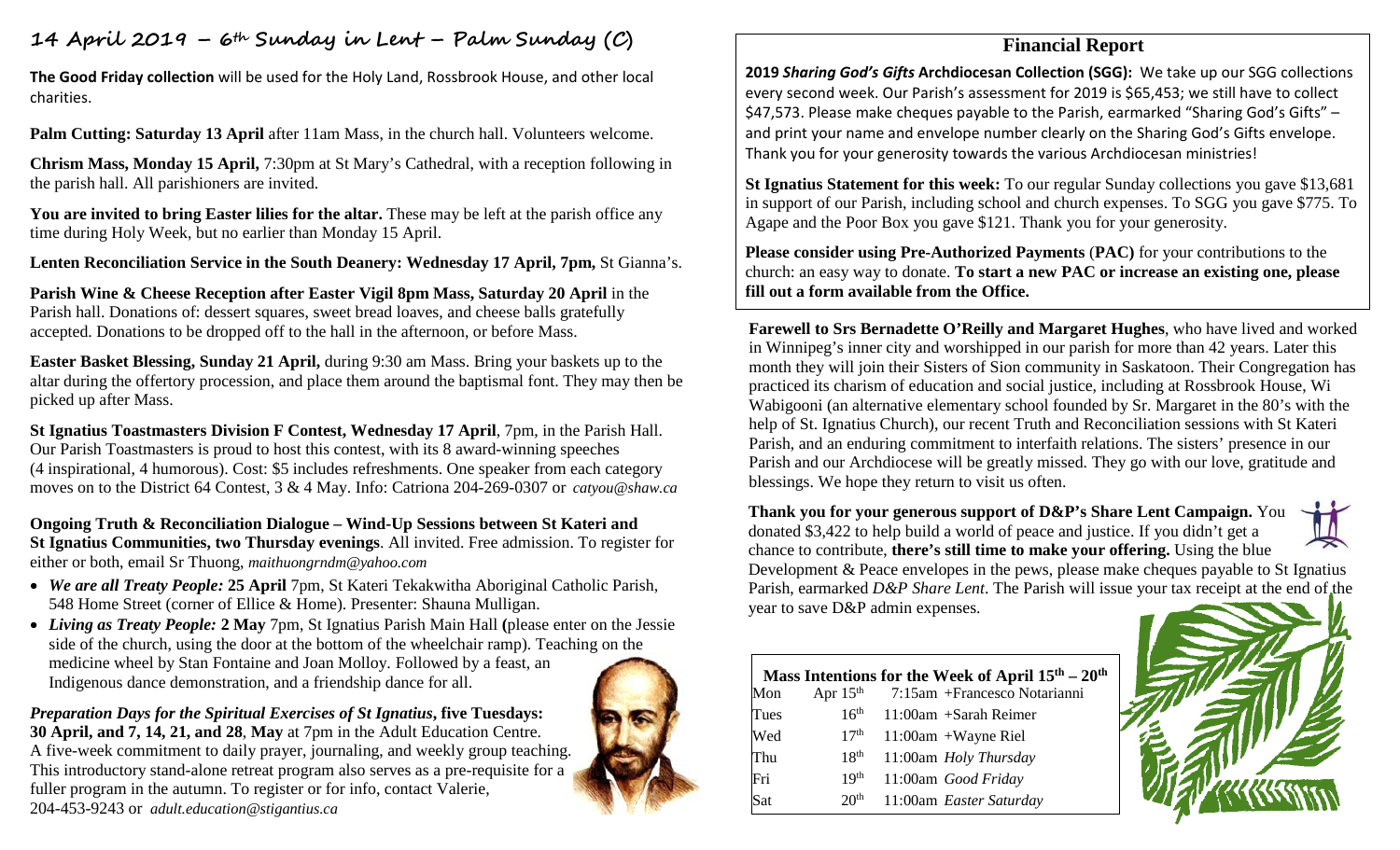# 14 April 2019 – 6th Sunday in Lent – Palm Sunday (C)

**The Good Friday collection** will be used for the Holy Land, Rossbrook House, and other local charities.

**Palm Cutting: Saturday 13 April** after 11am Mass, in the church hall. Volunteers welcome.

**Chrism Mass, Monday 15 April,** 7:30pm at St Mary's Cathedral, with a reception following in the parish hall. All parishioners are invited.

**You are invited to bring Easter lilies for the altar.** These may be left at the parish office any time during Holy Week, but no earlier than Monday 15 April.

**Lenten Reconciliation Service in the South Deanery: Wednesday 17 April, 7pm,** St Gianna's.

**Parish Wine & Cheese Reception after Easter Vigil 8pm Mass, Saturday 20 April** in the Parish hall. Donations of: dessert squares, sweet bread loaves, and cheese balls gratefully accepted. Donations to be dropped off to the hall in the afternoon, or before Mass.

**Easter Basket Blessing, Sunday 21 April,** during 9:30 am Mass. Bring your baskets up to the altar during the offertory procession, and place them around the baptismal font. They may then be picked up after Mass.

**St Ignatius Toastmasters Division F Contest, Wednesday 17 April**, 7pm, in the Parish Hall. Our Parish Toastmasters is proud to host this contest, with its 8 award-winning speeches (4 inspirational, 4 humorous). Cost: $5 includes refreshments. One speaker from each category moves on to the District 64 Contest, 3 & 4 May. Info: Catriona 204-269-0307 or *catyou@shaw.ca*

**Ongoing Truth & Reconciliation Dialogue – Wind-Up Sessions between St Kateri and St Ignatius Communities, two Thursday evenings**. All invited. Free admission. To register for either or both, email Sr Thuong, *maithuongrndm@yahoo.com*

- ***We are all Treaty People:*** **25 April** 7pm, St Kateri Tekakwitha Aboriginal Catholic Parish, 548 Home Street (corner of Ellice & Home). Presenter: Shauna Mulligan.
- ***Living as Treaty People:*** **2 May** 7pm, St Ignatius Parish Main Hall **(**please enter on the Jessie side of the church, using the door at the bottom of the wheelchair ramp). Teaching on the medicine wheel by Stan Fontaine and Joan Molloy. Followed by a feast, an Indigenous dance demonstration, and a friendship dance for all.

***Preparation Days for the Spiritual Exercises of St Ignatius*, five Tuesdays: 30 April, and 7, 14, 21, and 28**, **May** at 7pm in the Adult Education Centre. A five-week commitment to daily prayer, journaling, and weekly group teaching. This introductory stand-alone retreat program also serves as a pre-requisite for a fuller program in the autumn. To register or for info, contact Valerie, 204-453-9243 or *adult.education@stigantius.ca*

## Financial Report

**2019 *Sharing God's Gifts* Archdiocesan Collection (SGG):** We take up our SGG collections every second week. Our Parish's assessment for 2019 is $65,453; we still have to collect $47,573. Please make cheques payable to the Parish, earmarked "Sharing God's Gifts" – and print your name and envelope number clearly on the Sharing God's Gifts envelope. Thank you for your generosity towards the various Archdiocesan ministries!

**St Ignatius Statement for this week:** To our regular Sunday collections you gave $13,681 in support of our Parish, including school and church expenses. To SGG you gave $775. To Agape and the Poor Box you gave $121. Thank you for your generosity.

**Please consider using Pre-Authorized Payments** (**PAC)** for your contributions to the church: an easy way to donate. **To start a new PAC or increase an existing one, please fill out a form available from the Office.**

**Farewell to Srs Bernadette O'Reilly and Margaret Hughes**, who have lived and worked in Winnipeg's inner city and worshipped in our parish for more than 42 years. Later this month they will join their Sisters of Sion community in Saskatoon. Their Congregation has practiced its charism of education and social justice, including at Rossbrook House, Wi Wabigooni (an alternative elementary school founded by Sr. Margaret in the 80's with the help of St. Ignatius Church), our recent Truth and Reconciliation sessions with St Kateri Parish, and an enduring commitment to interfaith relations. The sisters' presence in our Parish and our Archdiocese will be greatly missed. They go with our love, gratitude and blessings. We hope they return to visit us often.

**Thank you for your generous support of D&P's Share Lent Campaign.** You donated $3,422 to help build a world of peace and justice. If you didn't get a chance to contribute, **there's still time to make your offering.** Using the blue Development & Peace envelopes in the pews, please make cheques payable to St Ignatius Parish, earmarked *D&P Share Lent*. The Parish will issue your tax receipt at the end of the year to save D&P admin expenses.

**Mass Intentions for the Week of April 15th – 20th**

| | | |
|---|---|---|
| Mon | Apr 15th | 7:15am +Francesco Notarianni |
| Tues | 16th | 11:00am +Sarah Reimer |
| Wed | 17th | 11:00am +Wayne Riel |
| Thu | 18th | 11:00am *Holy Thursday* |
| Fri | 19th | 11:00am *Good Friday* |
| Sat | 20th | 11:00am *Easter Saturday* |